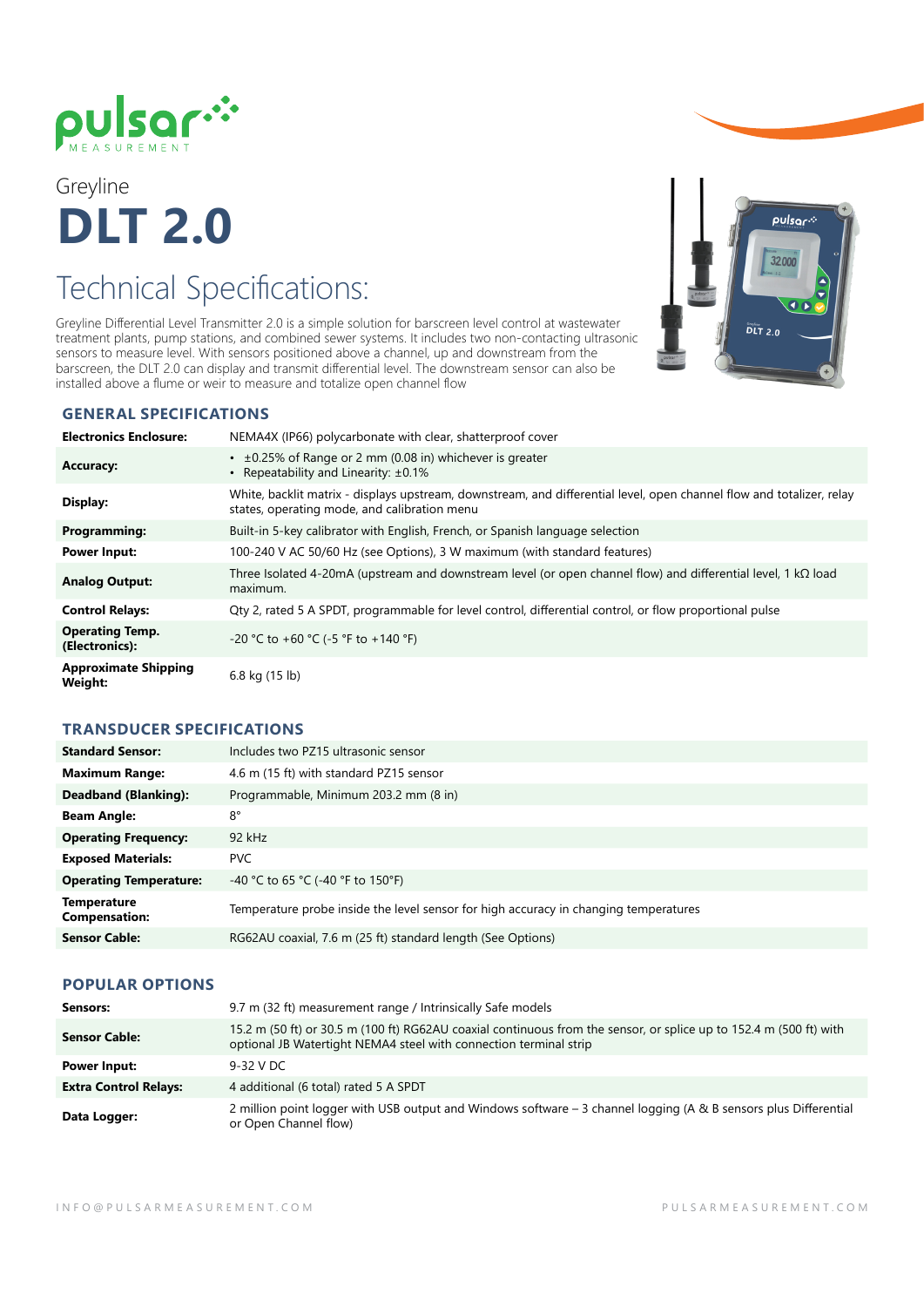Greyline

# DLT 2.0

## Technical Specifications:

Greyline Differential Level Transmitter 2.0 is a simple solution for barscreen level control at wastewater treatment plants, pump stations, and combined sewer systems. It includes two non-contacting ultrasonic sensors to measure level. With sensors positioned above a channel, up and downstream from the barscreen, the DLT 2.0 can display and transmit differential level. The downstream sensor can also be installed above a flume or weir to measure and totalize open channel flow

### GENERAL SPECIFICATIONS

| | |
|---|---|
| **Electronics Enclosure:** | NEMA4X (IP66) polycarbonate with clear, shatterproof cover |
| **Accuracy:** | • ±0.25% of Range or 2 mm (0.08 in) whichever is greater<br>• Repeatability and Linearity: ±0.1% |
| **Display:** | White, backlit matrix - displays upstream, downstream, and differential level, open channel flow and totalizer, relay states, operating mode, and calibration menu |
| **Programming:** | Built-in 5-key calibrator with English, French, or Spanish language selection |
| **Power Input:** | 100-240 V AC 50/60 Hz (see Options), 3 W maximum (with standard features) |
| **Analog Output:** | Three Isolated 4-20mA (upstream and downstream level (or open channel flow) and differential level, 1 kΩ load maximum. |
| **Control Relays:** | Qty 2, rated 5 A SPDT, programmable for level control, differential control, or flow proportional pulse |
| **Operating Temp. (Electronics):** | -20 °C to +60 °C (-5 °F to +140 °F) |
| **Approximate Shipping Weight:** | 6.8 kg (15 lb) |

### TRANSDUCER SPECIFICATIONS

| | |
|---|---|
| **Standard Sensor:** | Includes two PZ15 ultrasonic sensor |
| **Maximum Range:** | 4.6 m (15 ft) with standard PZ15 sensor |
| **Deadband (Blanking):** | Programmable, Minimum 203.2 mm (8 in) |
| **Beam Angle:** | 8° |
| **Operating Frequency:** | 92 kHz |
| **Exposed Materials:** | PVC |
| **Operating Temperature:** | -40 °C to 65 °C (-40 °F to 150°F) |
| **Temperature Compensation:** | Temperature probe inside the level sensor for high accuracy in changing temperatures |
| **Sensor Cable:** | RG62AU coaxial, 7.6 m (25 ft) standard length (See Options) |

### POPULAR OPTIONS

| | |
|---|---|
| **Sensors:** | 9.7 m (32 ft) measurement range / Intrinsically Safe models |
| **Sensor Cable:** | 15.2 m (50 ft) or 30.5 m (100 ft) RG62AU coaxial continuous from the sensor, or splice up to 152.4 m (500 ft) with optional JB Watertight NEMA4 steel with connection terminal strip |
| **Power Input:** | 9-32 V DC |
| **Extra Control Relays:** | 4 additional (6 total) rated 5 A SPDT |
| **Data Logger:** | 2 million point logger with USB output and Windows software – 3 channel logging (A & B sensors plus Differential or Open Channel flow) |

INFO@PULSARMEASUREMENT.COM PULSARMEASUREMENT.COM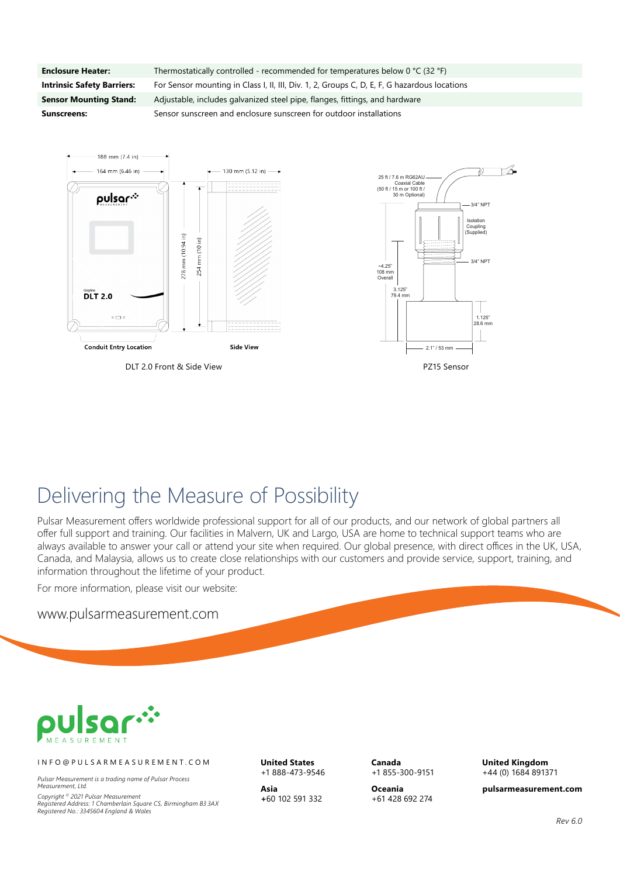| | |
|---|---|
| **Enclosure Heater:** | Thermostatically controlled - recommended for temperatures below 0 °C (32 °F) |
| **Intrinsic Safety Barriers:** | For Sensor mounting in Class I, II, III, Div. 1, 2, Groups C, D, E, F, G hazardous locations |
| **Sensor Mounting Stand:** | Adjustable, includes galvanized steel pipe, flanges, fittings, and hardware |
| **Sunscreens:** | Sensor sunscreen and enclosure sunscreen for outdoor installations |

188 mm (7.4 in)
164 mm (6.46 in)
130 mm (5.12 in)
278 mm (10.94 in)
254 mm (10 in)
pulsar
Greyline
DLT 2.0
Conduit Entry Location
Side View

DLT 2.0 Front & Side View

25 ft / 7.6 m RG62AU Coaxial Cable (50 ft / 15 m or 100 ft / 30 m Optional)
3/4" NPT
Isolation Coupling (Supplied)
3/4" NPT
~4.25" 108 mm Overall
3.125" 79.4 mm
1.125" 28.6 mm
2.1" / 53 mm

PZ15 Sensor

# Delivering the Measure of Possibility

Pulsar Measurement offers worldwide professional support for all of our products, and our network of global partners all offer full support and training. Our facilities in Malvern, UK and Largo, USA are home to technical support teams who are always available to answer your call or attend your site when required. Our global presence, with direct offices in the UK, USA, Canada, and Malaysia, allows us to create close relationships with our customers and provide service, support, training, and information throughout the lifetime of your product.

For more information, please visit our website:

www.pulsarmeasurement.com

INFO@PULSARMEASUREMENT.COM

*Pulsar Measurement is a trading name of Pulsar Process Measurement, Ltd.*

*Copyright © 2021 Pulsar Measurement*
*Registered Address: 1 Chamberlain Square CS, Birmingham B3 3AX*
*Registered No.: 3345604 England & Wales*

**United States**
+1 888-473-9546

**Asia**
+60 102 591 332

**Canada**
+1 855-300-9151

**Oceania**
+61 428 692 274

**United Kingdom**
+44 (0) 1684 891371

**pulsarmeasurement.com**

*Rev 6.0*